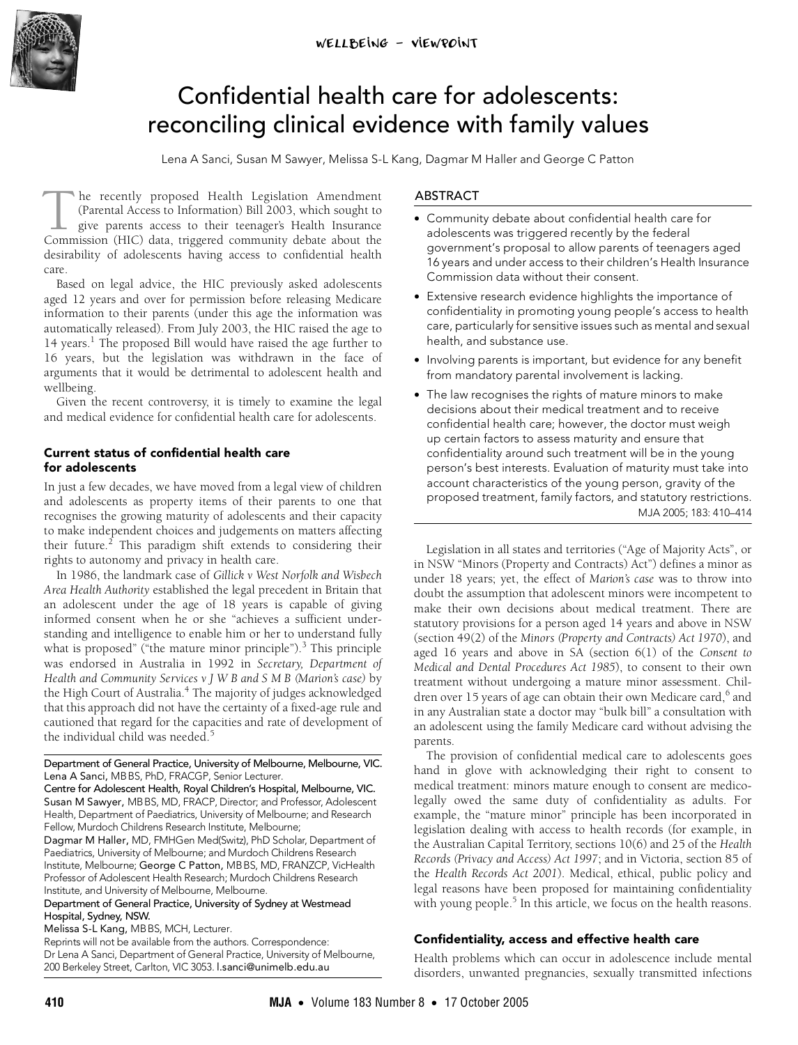WELLBEING – VIEWPOINT

# Confidential health care for adolescents: reconciling clinical evidence with family values

Lena A Sanci, Susan M Sawyer, Melissa S-L Kang, Dagmar M Haller and George C Patton

## ABSTRACT

- Community debate about confidential health care for adolescents was triggered recently by the federal government's proposal to allow parents of teenagers aged 16 years and under access to their children's Health Insurance Commission data without their consent.
- Extensive research evidence highlights the importance of confidentiality in promoting young people's access to health care, particularly for sensitive issues such as mental and sexual health, and substance use.
- Involving parents is important, but evidence for any benefit from mandatory parental involvement is lacking.
- The law recognises the rights of mature minors to make decisions about their medical treatment and to receive confidential health care; however, the doctor must weigh up certain factors to assess maturity and ensure that confidentiality around such treatment will be in the young person's best interests. Evaluation of maturity must take into account characteristics of the young person, gravity of the proposed treatment, family factors, and statutory restrictions.

MJA 2005; 183: 410–414

The recently proposed Health Legislation Amendment (Parental Access to Information) Bill 2003, which sought to give parents access to their teenager's Health Insurance Commission (HIC) data, triggered community debate about the desirability of adolescents having access to confidential health care.

Based on legal advice, the HIC previously asked adolescents aged 12 years and over for permission before releasing Medicare information to their parents (under this age the information was automatically released). From July 2003, the HIC raised the age to 14 years.[1] The proposed Bill would have raised the age further to 16 years, but the legislation was withdrawn in the face of arguments that it would be detrimental to adolescent health and wellbeing.

Given the recent controversy, it is timely to examine the legal and medical evidence for confidential health care for adolescents.

### Current status of confidential health care for adolescents

In just a few decades, we have moved from a legal view of children and adolescents as property items of their parents to one that recognises the growing maturity of adolescents and their capacity to make independent choices and judgements on matters affecting their future.[2] This paradigm shift extends to considering their rights to autonomy and privacy in health care.

In 1986, the landmark case of *Gillick v West Norfolk and Wisbech Area Health Authority* established the legal precedent in Britain that an adolescent under the age of 18 years is capable of giving informed consent when he or she "achieves a sufficient understanding and intelligence to enable him or her to understand fully what is proposed" ("the mature minor principle").[3] This principle was endorsed in Australia in 1992 in *Secretary, Department of Health and Community Services v J W B and S M B (Marion's case)* by the High Court of Australia.[4] The majority of judges acknowledged that this approach did not have the certainty of a fixed-age rule and cautioned that regard for the capacities and rate of development of the individual child was needed.[5]

Legislation in all states and territories ("Age of Majority Acts", or in NSW "Minors (Property and Contracts) Act") defines a minor as under 18 years; yet, the effect of *Marion's case* was to throw into doubt the assumption that adolescent minors were incompetent to make their own decisions about medical treatment. There are statutory provisions for a person aged 14 years and above in NSW (section 49(2) of the *Minors (Property and Contracts) Act 1970*), and aged 16 years and above in SA (section 6(1) of the *Consent to Medical and Dental Procedures Act 1985*), to consent to their own treatment without undergoing a mature minor assessment. Children over 15 years of age can obtain their own Medicare card,[6] and in any Australian state a doctor may "bulk bill" a consultation with an adolescent using the family Medicare card without advising the parents.

The provision of confidential medical care to adolescents goes hand in glove with acknowledging their right to consent to medical treatment: minors mature enough to consent are medico-legally owed the same duty of confidentiality as adults. For example, the "mature minor" principle has been incorporated in legislation dealing with access to health records (for example, in the Australian Capital Territory, sections 10(6) and 25 of the *Health Records (Privacy and Access) Act 1997*; and in Victoria, section 85 of the *Health Records Act 2001*). Medical, ethical, public policy and legal reasons have been proposed for maintaining confidentiality with young people.[5] In this article, we focus on the health reasons.

### Confidentiality, access and effective health care

Health problems which can occur in adolescence include mental disorders, unwanted pregnancies, sexually transmitted infections

---

**Department of General Practice, University of Melbourne, Melbourne, VIC.**
Lena A Sanci, MB BS, PhD, FRACGP, Senior Lecturer.
**Centre for Adolescent Health, Royal Children's Hospital, Melbourne, VIC.**
Susan M Sawyer, MB BS, MD, FRACP, Director; and Professor, Adolescent Health, Department of Paediatrics, University of Melbourne; and Research Fellow, Murdoch Childrens Research Institute, Melbourne;
Dagmar M Haller, MD, FMHGen Med(Switz), PhD Scholar, Department of Paediatrics, University of Melbourne; and Murdoch Childrens Research Institute, Melbourne; George C Patton, MB BS, MD, FRANZCP, VicHealth Professor of Adolescent Health Research; Murdoch Childrens Research Institute, and University of Melbourne, Melbourne.
**Department of General Practice, University of Sydney at Westmead Hospital, Sydney, NSW.**
Melissa S-L Kang, MB BS, MCH, Lecturer.
Reprints will not be available from the authors. Correspondence: Dr Lena A Sanci, Department of General Practice, University of Melbourne, 200 Berkeley Street, Carlton, VIC 3053. l.sanci@unimelb.edu.au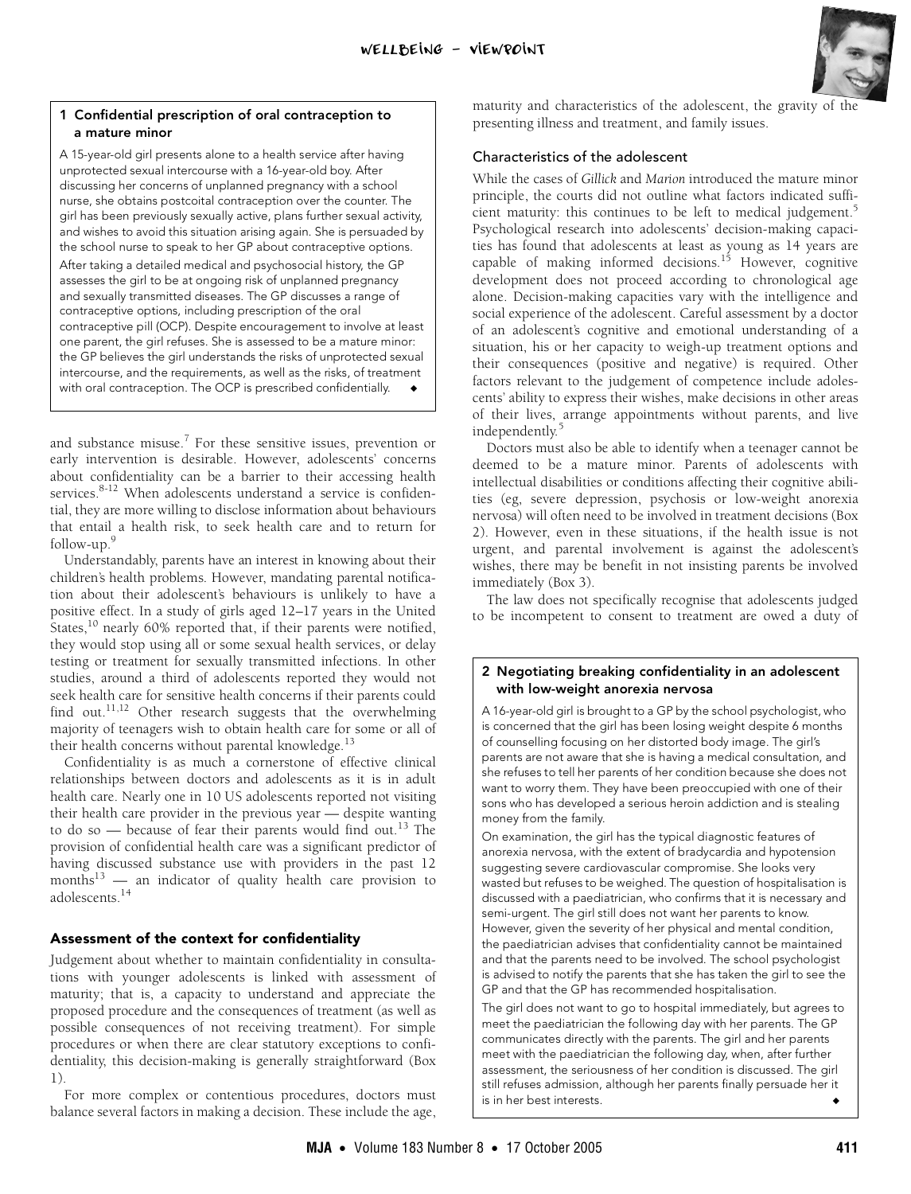### 1 Confidential prescription of oral contraception to a mature minor

A 15-year-old girl presents alone to a health service after having unprotected sexual intercourse with a 16-year-old boy. After discussing her concerns of unplanned pregnancy with a school nurse, she obtains postcoital contraception over the counter. The girl has been previously sexually active, plans further sexual activity, and wishes to avoid this situation arising again. She is persuaded by the school nurse to speak to her GP about contraceptive options.

After taking a detailed medical and psychosocial history, the GP assesses the girl to be at ongoing risk of unplanned pregnancy and sexually transmitted diseases. The GP discusses a range of contraceptive options, including prescription of the oral contraceptive pill (OCP). Despite encouragement to involve at least one parent, the girl refuses. She is assessed to be a mature minor: the GP believes the girl understands the risks of unprotected sexual intercourse, and the requirements, as well as the risks, of treatment with oral contraception. The OCP is prescribed confidentially. ◆

and substance misuse.[7] For these sensitive issues, prevention or early intervention is desirable. However, adolescents' concerns about confidentiality can be a barrier to their accessing health services.[8-12] When adolescents understand a service is confidential, they are more willing to disclose information about behaviours that entail a health risk, to seek health care and to return for follow-up.[9]

Understandably, parents have an interest in knowing about their children's health problems. However, mandating parental notification about their adolescent's behaviours is unlikely to have a positive effect. In a study of girls aged 12–17 years in the United States,[10] nearly 60% reported that, if their parents were notified, they would stop using all or some sexual health services, or delay testing or treatment for sexually transmitted infections. In other studies, around a third of adolescents reported they would not seek health care for sensitive health concerns if their parents could find out.[11,12] Other research suggests that the overwhelming majority of teenagers wish to obtain health care for some or all of their health concerns without parental knowledge.[13]

Confidentiality is as much a cornerstone of effective clinical relationships between doctors and adolescents as it is in adult health care. Nearly one in 10 US adolescents reported not visiting their health care provider in the previous year — despite wanting to do so — because of fear their parents would find out.[13] The provision of confidential health care was a significant predictor of having discussed substance use with providers in the past 12 months[13] — an indicator of quality health care provision to adolescents.[14]

## Assessment of the context for confidentiality

Judgement about whether to maintain confidentiality in consultations with younger adolescents is linked with assessment of maturity; that is, a capacity to understand and appreciate the proposed procedure and the consequences of treatment (as well as possible consequences of not receiving treatment). For simple procedures or when there are clear statutory exceptions to confidentiality, this decision-making is generally straightforward (Box 1).

For more complex or contentious procedures, doctors must balance several factors in making a decision. These include the age, maturity and characteristics of the adolescent, the gravity of the presenting illness and treatment, and family issues.

### Characteristics of the adolescent

While the cases of *Gillick* and *Marion* introduced the mature minor principle, the courts did not outline what factors indicated sufficient maturity: this continues to be left to medical judgement.[5] Psychological research into adolescents' decision-making capacities has found that adolescents at least as young as 14 years are capable of making informed decisions.[15] However, cognitive development does not proceed according to chronological age alone. Decision-making capacities vary with the intelligence and social experience of the adolescent. Careful assessment by a doctor of an adolescent's cognitive and emotional understanding of a situation, his or her capacity to weigh-up treatment options and their consequences (positive and negative) is required. Other factors relevant to the judgement of competence include adolescents' ability to express their wishes, make decisions in other areas of their lives, arrange appointments without parents, and live independently.[5]

Doctors must also be able to identify when a teenager cannot be deemed to be a mature minor. Parents of adolescents with intellectual disabilities or conditions affecting their cognitive abilities (eg, severe depression, psychosis or low-weight anorexia nervosa) will often need to be involved in treatment decisions (Box 2). However, even in these situations, if the health issue is not urgent, and parental involvement is against the adolescent's wishes, there may be benefit in not insisting parents be involved immediately (Box 3).

The law does not specifically recognise that adolescents judged to be incompetent to consent to treatment are owed a duty of

### 2 Negotiating breaking confidentiality in an adolescent with low-weight anorexia nervosa

A 16-year-old girl is brought to a GP by the school psychologist, who is concerned that the girl has been losing weight despite 6 months of counselling focusing on her distorted body image. The girl's parents are not aware that she is having a medical consultation, and she refuses to tell her parents of her condition because she does not want to worry them. They have been preoccupied with one of their sons who has developed a serious heroin addiction and is stealing money from the family.

On examination, the girl has the typical diagnostic features of anorexia nervosa, with the extent of bradycardia and hypotension suggesting severe cardiovascular compromise. She looks very wasted but refuses to be weighed. The question of hospitalisation is discussed with a paediatrician, who confirms that it is necessary and semi-urgent. The girl still does not want her parents to know. However, given the severity of her physical and mental condition, the paediatrician advises that confidentiality cannot be maintained and that the parents need to be involved. The school psychologist is advised to notify the parents that she has taken the girl to see the GP and that the GP has recommended hospitalisation.

The girl does not want to go to hospital immediately, but agrees to meet the paediatrician the following day with her parents. The GP communicates directly with the parents. The girl and her parents meet with the paediatrician the following day, when, after further assessment, the seriousness of her condition is discussed. The girl still refuses admission, although her parents finally persuade her it is in her best interests. ◆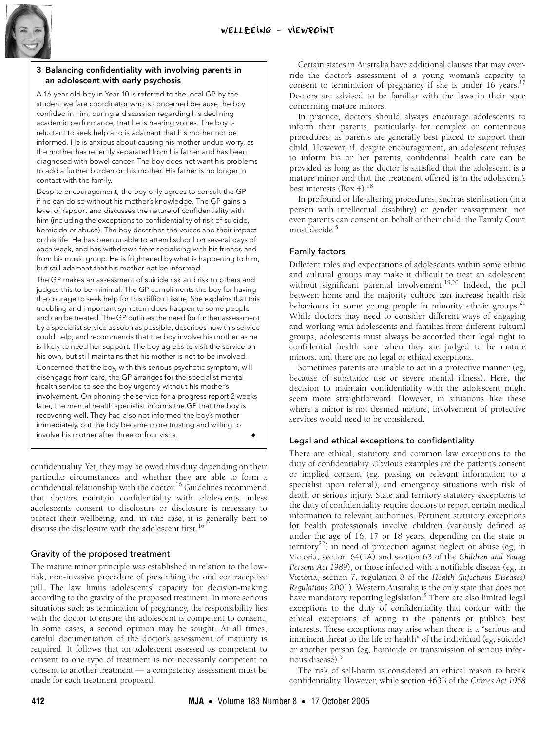### 3 Balancing confidentiality with involving parents in an adolescent with early psychosis

A 16-year-old boy in Year 10 is referred to the local GP by the student welfare coordinator who is concerned because the boy confided in him, during a discussion regarding his declining academic performance, that he is hearing voices. The boy is reluctant to seek help and is adamant that his mother not be informed. He is anxious about causing his mother undue worry, as the mother has recently separated from his father and has been diagnosed with bowel cancer. The boy does not want his problems to add a further burden on his mother. His father is no longer in contact with the family.

Despite encouragement, the boy only agrees to consult the GP if he can do so without his mother's knowledge. The GP gains a level of rapport and discusses the nature of confidentiality with him (including the exceptions to confidentiality of risk of suicide, homicide or abuse). The boy describes the voices and their impact on his life. He has been unable to attend school on several days of each week, and has withdrawn from socialising with his friends and from his music group. He is frightened by what is happening to him, but still adamant that his mother not be informed.

The GP makes an assessment of suicide risk and risk to others and judges this to be minimal. The GP compliments the boy for having the courage to seek help for this difficult issue. She explains that this troubling and important symptom does happen to some people and can be treated. The GP outlines the need for further assessment by a specialist service as soon as possible, describes how this service could help, and recommends that the boy involve his mother as he is likely to need her support. The boy agrees to visit the service on his own, but still maintains that his mother is not to be involved.

Concerned that the boy, with this serious psychotic symptom, will disengage from care, the GP arranges for the specialist mental health service to see the boy urgently without his mother's involvement. On phoning the service for a progress report 2 weeks later, the mental health specialist informs the GP that the boy is recovering well. They had also not informed the boy's mother immediately, but the boy became more trusting and willing to involve his mother after three or four visits. ◆

confidentiality. Yet, they may be owed this duty depending on their particular circumstances and whether they are able to form a confidential relationship with the doctor.[16] Guidelines recommend that doctors maintain confidentiality with adolescents unless adolescents consent to disclosure or disclosure is necessary to protect their wellbeing, and, in this case, it is generally best to discuss the disclosure with the adolescent first.[16]

## Gravity of the proposed treatment

The mature minor principle was established in relation to the low-risk, non-invasive procedure of prescribing the oral contraceptive pill. The law limits adolescents' capacity for decision-making according to the gravity of the proposed treatment. In more serious situations such as termination of pregnancy, the responsibility lies with the doctor to ensure the adolescent is competent to consent. In some cases, a second opinion may be sought. At all times, careful documentation of the doctor's assessment of maturity is required. It follows that an adolescent assessed as competent to consent to one type of treatment is not necessarily competent to consent to another treatment — a competency assessment must be made for each treatment proposed.

Certain states in Australia have additional clauses that may override the doctor's assessment of a young woman's capacity to consent to termination of pregnancy if she is under 16 years.[17] Doctors are advised to be familiar with the laws in their state concerning mature minors.

In practice, doctors should always encourage adolescents to inform their parents, particularly for complex or contentious procedures, as parents are generally best placed to support their child. However, if, despite encouragement, an adolescent refuses to inform his or her parents, confidential health care can be provided as long as the doctor is satisfied that the adolescent is a mature minor and that the treatment offered is in the adolescent's best interests (Box 4).[18]

In profound or life-altering procedures, such as sterilisation (in a person with intellectual disability) or gender reassignment, not even parents can consent on behalf of their child; the Family Court must decide.[5]

## Family factors

Different roles and expectations of adolescents within some ethnic and cultural groups may make it difficult to treat an adolescent without significant parental involvement.[19,20] Indeed, the pull between home and the majority culture can increase health risk behaviours in some young people in minority ethnic groups.[21] While doctors may need to consider different ways of engaging and working with adolescents and families from different cultural groups, adolescents must always be accorded their legal right to confidential health care when they are judged to be mature minors, and there are no legal or ethical exceptions.

Sometimes parents are unable to act in a protective manner (eg, because of substance use or severe mental illness). Here, the decision to maintain confidentiality with the adolescent might seem more straightforward. However, in situations like these where a minor is not deemed mature, involvement of protective services would need to be considered.

## Legal and ethical exceptions to confidentiality

There are ethical, statutory and common law exceptions to the duty of confidentiality. Obvious examples are the patient's consent or implied consent (eg, passing on relevant information to a specialist upon referral), and emergency situations with risk of death or serious injury. State and territory statutory exceptions to the duty of confidentiality require doctors to report certain medical information to relevant authorities. Pertinent statutory exceptions for health professionals involve children (variously defined as under the age of 16, 17 or 18 years, depending on the state or territory[22]) in need of protection against neglect or abuse (eg, in Victoria, section 64(1A) and section 63 of the *Children and Young Persons Act 1989*), or those infected with a notifiable disease (eg, in Victoria, section 7, regulation 8 of the *Health (Infectious Diseases) Regulations* 2001). Western Australia is the only state that does not have mandatory reporting legislation.[5] There are also limited legal exceptions to the duty of confidentiality that concur with the ethical exceptions of acting in the patient's or public's best interests. These exceptions may arise when there is a "serious and imminent threat to the life or health" of the individual (eg, suicide) or another person (eg, homicide or transmission of serious infectious disease).[5]

The risk of self-harm is considered an ethical reason to break confidentiality. However, while section 463B of the *Crimes Act 1958*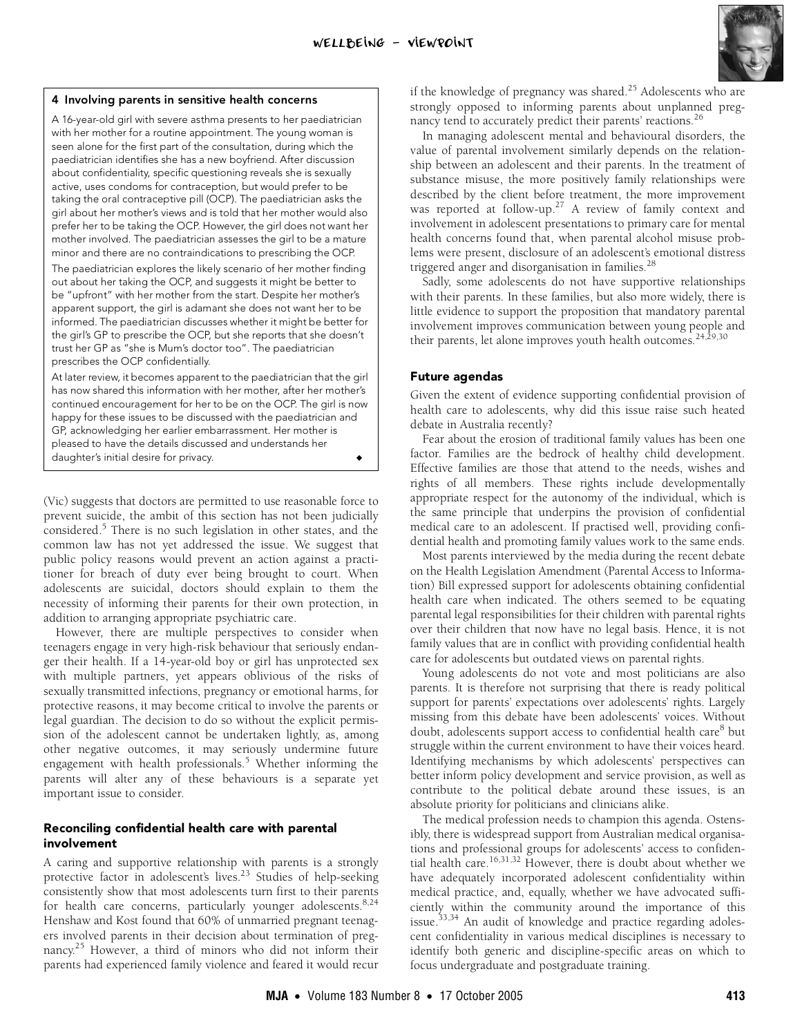### 4 Involving parents in sensitive health concerns

A 16-year-old girl with severe asthma presents to her paediatrician with her mother for a routine appointment. The young woman is seen alone for the first part of the consultation, during which the paediatrician identifies she has a new boyfriend. After discussion about confidentiality, specific questioning reveals she is sexually active, uses condoms for contraception, but would prefer to be taking the oral contraceptive pill (OCP). The paediatrician asks the girl about her mother's views and is told that her mother would also prefer her to be taking the OCP. However, the girl does not want her mother involved. The paediatrician assesses the girl to be a mature minor and there are no contraindications to prescribing the OCP.

The paediatrician explores the likely scenario of her mother finding out about her taking the OCP, and suggests it might be better to be "upfront" with her mother from the start. Despite her mother's apparent support, the girl is adamant she does not want her to be informed. The paediatrician discusses whether it might be better for the girl's GP to prescribe the OCP, but she reports that she doesn't trust her GP as "she is Mum's doctor too". The paediatrician prescribes the OCP confidentially.

At later review, it becomes apparent to the paediatrician that the girl has now shared this information with her mother, after her mother's continued encouragement for her to be on the OCP. The girl is now happy for these issues to be discussed with the paediatrician and GP, acknowledging her earlier embarrassment. Her mother is pleased to have the details discussed and understands her daughter's initial desire for privacy. ◆

(Vic) suggests that doctors are permitted to use reasonable force to prevent suicide, the ambit of this section has not been judicially considered.[5] There is no such legislation in other states, and the common law has not yet addressed the issue. We suggest that public policy reasons would prevent an action against a practitioner for breach of duty ever being brought to court. When adolescents are suicidal, doctors should explain to them the necessity of informing their parents for their own protection, in addition to arranging appropriate psychiatric care.

However, there are multiple perspectives to consider when teenagers engage in very high-risk behaviour that seriously endanger their health. If a 14-year-old boy or girl has unprotected sex with multiple partners, yet appears oblivious of the risks of sexually transmitted infections, pregnancy or emotional harms, for protective reasons, it may become critical to involve the parents or legal guardian. The decision to do so without the explicit permission of the adolescent cannot be undertaken lightly, as, among other negative outcomes, it may seriously undermine future engagement with health professionals.[5] Whether informing the parents will alter any of these behaviours is a separate yet important issue to consider.

## Reconciling confidential health care with parental involvement

A caring and supportive relationship with parents is a strongly protective factor in adolescent's lives.[23] Studies of help-seeking consistently show that most adolescents turn first to their parents for health care concerns, particularly younger adolescents.[8,24] Henshaw and Kost found that 60% of unmarried pregnant teenagers involved parents in their decision about termination of pregnancy.[25] However, a third of minors who did not inform their parents had experienced family violence and feared it would recur if the knowledge of pregnancy was shared.[25] Adolescents who are strongly opposed to informing parents about unplanned pregnancy tend to accurately predict their parents' reactions.[26]

In managing adolescent mental and behavioural disorders, the value of parental involvement similarly depends on the relationship between an adolescent and their parents. In the treatment of substance misuse, the more positively family relationships were described by the client before treatment, the more improvement was reported at follow-up.[27] A review of family context and involvement in adolescent presentations to primary care for mental health concerns found that, when parental alcohol misuse problems were present, disclosure of an adolescent's emotional distress triggered anger and disorganisation in families.[28]

Sadly, some adolescents do not have supportive relationships with their parents. In these families, but also more widely, there is little evidence to support the proposition that mandatory parental involvement improves communication between young people and their parents, let alone improves youth health outcomes.[24,29,30]

## Future agendas

Given the extent of evidence supporting confidential provision of health care to adolescents, why did this issue raise such heated debate in Australia recently?

Fear about the erosion of traditional family values has been one factor. Families are the bedrock of healthy child development. Effective families are those that attend to the needs, wishes and rights of all members. These rights include developmentally appropriate respect for the autonomy of the individual, which is the same principle that underpins the provision of confidential medical care to an adolescent. If practised well, providing confidential health and promoting family values work to the same ends.

Most parents interviewed by the media during the recent debate on the Health Legislation Amendment (Parental Access to Information) Bill expressed support for adolescents obtaining confidential health care when indicated. The others seemed to be equating parental legal responsibilities for their children with parental rights over their children that now have no legal basis. Hence, it is not family values that are in conflict with providing confidential health care for adolescents but outdated views on parental rights.

Young adolescents do not vote and most politicians are also parents. It is therefore not surprising that there is ready political support for parents' expectations over adolescents' rights. Largely missing from this debate have been adolescents' voices. Without doubt, adolescents support access to confidential health care[8] but struggle within the current environment to have their voices heard. Identifying mechanisms by which adolescents' perspectives can better inform policy development and service provision, as well as contribute to the political debate around these issues, is an absolute priority for politicians and clinicians alike.

The medical profession needs to champion this agenda. Ostensibly, there is widespread support from Australian medical organisations and professional groups for adolescents' access to confidential health care.[16,31,32] However, there is doubt about whether we have adequately incorporated adolescent confidentiality within medical practice, and, equally, whether we have advocated sufficiently within the community around the importance of this issue.[33,34] An audit of knowledge and practice regarding adolescent confidentiality in various medical disciplines is necessary to identify both generic and discipline-specific areas on which to focus undergraduate and postgraduate training.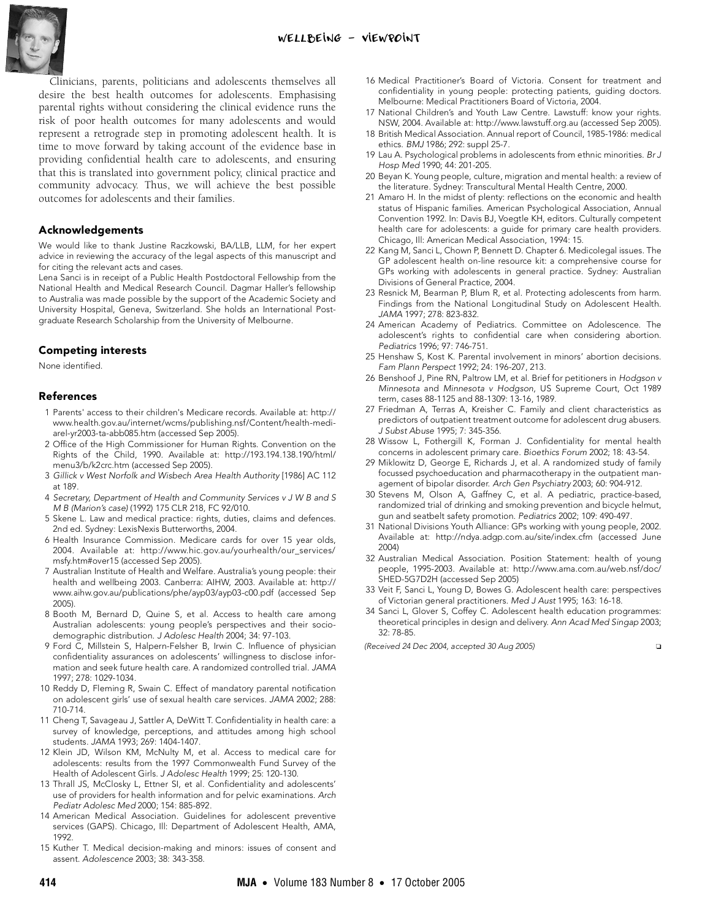Clinicians, parents, politicians and adolescents themselves all desire the best health outcomes for adolescents. Emphasising parental rights without considering the clinical evidence runs the risk of poor health outcomes for many adolescents and would represent a retrograde step in promoting adolescent health. It is time to move forward by taking account of the evidence base in providing confidential health care to adolescents, and ensuring that this is translated into government policy, clinical practice and community advocacy. Thus, we will achieve the best possible outcomes for adolescents and their families.

## Acknowledgements

We would like to thank Justine Raczkowski, BA/LLB, LLM, for her expert advice in reviewing the accuracy of the legal aspects of this manuscript and for citing the relevant acts and cases.

Lena Sanci is in receipt of a Public Health Postdoctoral Fellowship from the National Health and Medical Research Council. Dagmar Haller's fellowship to Australia was made possible by the support of the Academic Society and University Hospital, Geneva, Switzerland. She holds an International Postgraduate Research Scholarship from the University of Melbourne.

## Competing interests

None identified.

## References

1. Parents' access to their children's Medicare records. Available at: http://www.health.gov.au/internet/wcms/publishing.nsf/Content/health-mediarel-yr2003-ta-abb085.htm (accessed Sep 2005).
2. Office of the High Commissioner for Human Rights. Convention on the Rights of the Child, 1990. Available at: http://193.194.138.190/html/menu3/b/k2crc.htm (accessed Sep 2005).
3. *Gillick v West Norfolk and Wisbech Area Health Authority* [1986] AC 112 at 189.
4. *Secretary, Department of Health and Community Services v J W B and S M B (Marion's case)* (1992) 175 CLR 218, FC 92/010.
5. Skene L. Law and medical practice: rights, duties, claims and defences. 2nd ed. Sydney: LexisNexis Butterworths, 2004.
6. Health Insurance Commission. Medicare cards for over 15 year olds, 2004. Available at: http://www.hic.gov.au/yourhealth/our_services/msfy.htm#over15 (accessed Sep 2005).
7. Australian Institute of Health and Welfare. Australia's young people: their health and wellbeing 2003. Canberra: AIHW, 2003. Available at: http://www.aihw.gov.au/publications/phe/ayp03/ayp03-c00.pdf (accessed Sep 2005).
8. Booth M, Bernard D, Quine S, et al. Access to health care among Australian adolescents: young people's perspectives and their sociodemographic distribution. *J Adolesc Health* 2004; 34: 97-103.
9. Ford C, Millstein S, Halpern-Felsher B, Irwin C. Influence of physician confidentiality assurances on adolescents' willingness to disclose information and seek future health care. A randomized controlled trial. *JAMA* 1997; 278: 1029-1034.
10. Reddy D, Fleming R, Swain C. Effect of mandatory parental notification on adolescent girls' use of sexual health care services. *JAMA* 2002; 288: 710-714.
11. Cheng T, Savageau J, Sattler A, DeWitt T. Confidentiality in health care: a survey of knowledge, perceptions, and attitudes among high school students. *JAMA* 1993; 269: 1404-1407.
12. Klein JD, Wilson KM, McNulty M, et al. Access to medical care for adolescents: results from the 1997 Commonwealth Fund Survey of the Health of Adolescent Girls. *J Adolesc Health* 1999; 25: 120-130.
13. Thrall JS, McClosky L, Ettner SI, et al. Confidentiality and adolescents' use of providers for health information and for pelvic examinations. *Arch Pediatr Adolesc Med* 2000; 154: 885-892.
14. American Medical Association. Guidelines for adolescent preventive services (GAPS). Chicago, Ill: Department of Adolescent Health, AMA, 1992.
15. Kuther T. Medical decision-making and minors: issues of consent and assent. *Adolescence* 2003; 38: 343-358.
16. Medical Practitioner's Board of Victoria. Consent for treatment and confidentiality in young people: protecting patients, guiding doctors. Melbourne: Medical Practitioners Board of Victoria, 2004.
17. National Children's and Youth Law Centre. Lawstuff: know your rights. NSW, 2004. Available at: http://www.lawstuff.org.au (accessed Sep 2005).
18. British Medical Association. Annual report of Council, 1985-1986: medical ethics. *BMJ* 1986; 292: suppl 25-7.
19. Lau A. Psychological problems in adolescents from ethnic minorities. *Br J Hosp Med* 1990; 44: 201-205.
20. Beyan K. Young people, culture, migration and mental health: a review of the literature. Sydney: Transcultural Mental Health Centre, 2000.
21. Amaro H. In the midst of plenty: reflections on the economic and health status of Hispanic families. American Psychological Association, Annual Convention 1992. In: Davis BJ, Voegtle KH, editors. Culturally competent health care for adolescents: a guide for primary care health providers. Chicago, Ill: American Medical Association, 1994: 15.
22. Kang M, Sanci L, Chown P, Bennett D. Chapter 6. Medicolegal issues. The GP adolescent health on-line resource kit: a comprehensive course for GPs working with adolescents in general practice. Sydney: Australian Divisions of General Practice, 2004.
23. Resnick M, Bearman P, Blum R, et al. Protecting adolescents from harm. Findings from the National Longitudinal Study on Adolescent Health. *JAMA* 1997; 278: 823-832.
24. American Academy of Pediatrics. Committee on Adolescence. The adolescent's rights to confidential care when considering abortion. *Pediatrics* 1996; 97: 746-751.
25. Henshaw S, Kost K. Parental involvement in minors' abortion decisions. *Fam Plann Perspect* 1992; 24: 196-207, 213.
26. Benshoof J, Pine RN, Paltrow LM, et al. Brief for petitioners in *Hodgson v Minnesota* and *Minnesota v Hodgson*, US Supreme Court, Oct 1989 term, cases 88-1125 and 88-1309: 13-16, 1989.
27. Friedman A, Terras A, Kreisher C. Family and client characteristics as predictors of outpatient treatment outcome for adolescent drug abusers. *J Subst Abuse* 1995; 7: 345-356.
28. Wissow L, Fothergill K, Forman J. Confidentiality for mental health concerns in adolescent primary care. *Bioethics Forum* 2002; 18: 43-54.
29. Miklowitz D, George E, Richards J, et al. A randomized study of family focussed psychoeducation and pharmacotherapy in the outpatient management of bipolar disorder. *Arch Gen Psychiatry* 2003; 60: 904-912.
30. Stevens M, Olson A, Gaffney C, et al. A pediatric, practice-based, randomized trial of drinking and smoking prevention and bicycle helmut, gun and seatbelt safety promotion. *Pediatrics* 2002; 109: 490-497.
31. National Divisions Youth Alliance: GPs working with young people, 2002. Available at: http://ndya.adgp.com.au/site/index.cfm (accessed June 2004)
32. Australian Medical Association. Position Statement: health of young people, 1995-2003. Available at: http://www.ama.com.au/web.nsf/doc/SHED-5G7D2H (accessed Sep 2005)
33. Veit F, Sanci L, Young D, Bowes G. Adolescent health care: perspectives of Victorian general practitioners. *Med J Aust* 1995; 163: 16-18.
34. Sanci L, Glover S, Coffey C. Adolescent health education programmes: theoretical principles in design and delivery. *Ann Acad Med Singap* 2003; 32: 78-85.

*(Received 24 Dec 2004, accepted 30 Aug 2005)*